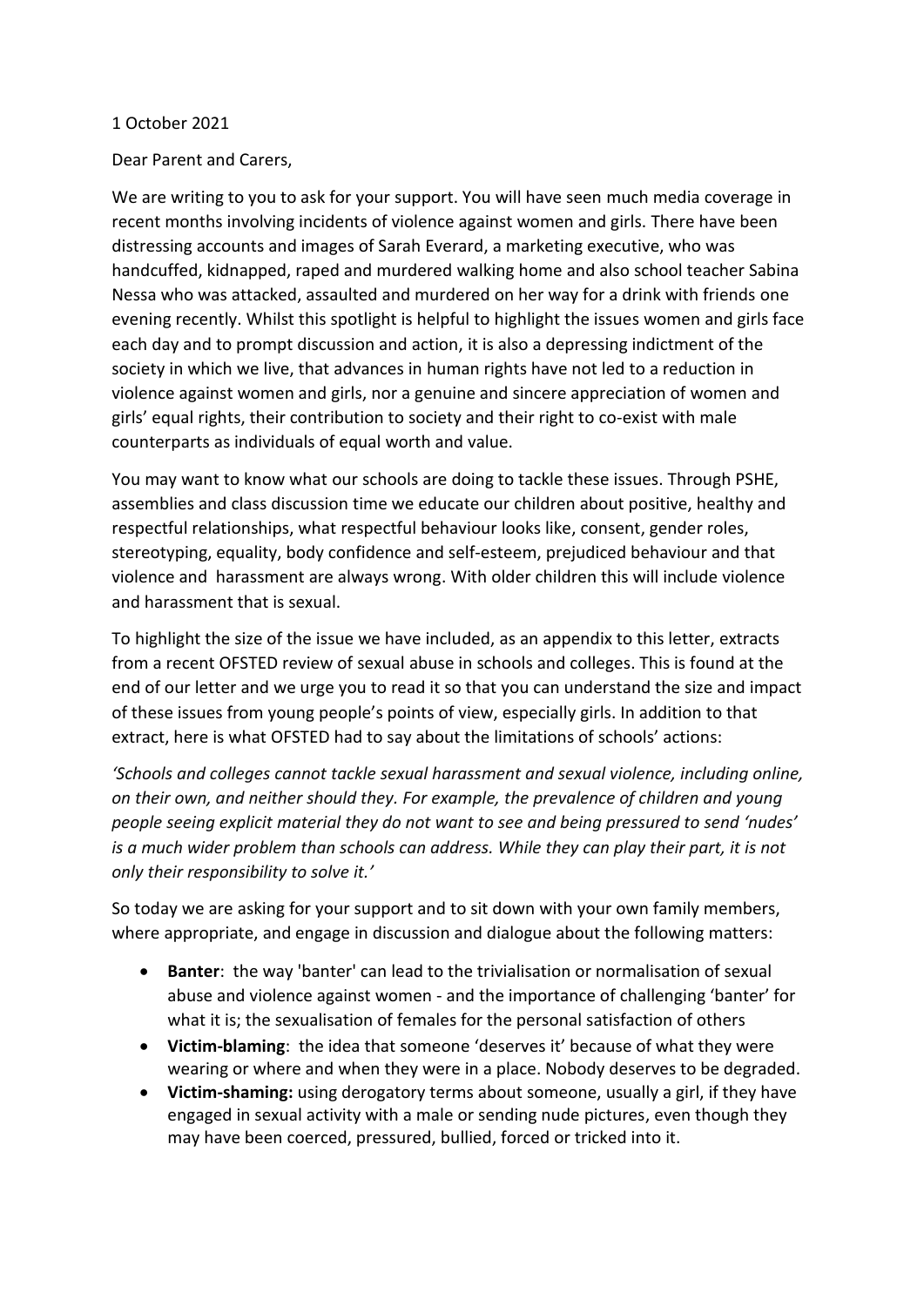1 October 2021

Dear Parent and Carers,

We are writing to you to ask for your support. You will have seen much media coverage in recent months involving incidents of violence against women and girls. There have been distressing accounts and images of Sarah Everard, a marketing executive, who was handcuffed, kidnapped, raped and murdered walking home and also school teacher Sabina Nessa who was attacked, assaulted and murdered on her way for a drink with friends one evening recently. Whilst this spotlight is helpful to highlight the issues women and girls face each day and to prompt discussion and action, it is also a depressing indictment of the society in which we live, that advances in human rights have not led to a reduction in violence against women and girls, nor a genuine and sincere appreciation of women and girls' equal rights, their contribution to society and their right to co-exist with male counterparts as individuals of equal worth and value.

You may want to know what our schools are doing to tackle these issues. Through PSHE, assemblies and class discussion time we educate our children about positive, healthy and respectful relationships, what respectful behaviour looks like, consent, gender roles, stereotyping, equality, body confidence and self-esteem, prejudiced behaviour and that violence and harassment are always wrong. With older children this will include violence and harassment that is sexual.

To highlight the size of the issue we have included, as an appendix to this letter, extracts from a recent OFSTED review of sexual abuse in schools and colleges. This is found at the end of our letter and we urge you to read it so that you can understand the size and impact of these issues from young people's points of view, especially girls. In addition to that extract, here is what OFSTED had to say about the limitations of schools' actions:

*'Schools and colleges cannot tackle sexual harassment and sexual violence, including online, on their own, and neither should they. For example, the prevalence of children and young people seeing explicit material they do not want to see and being pressured to send 'nudes' is a much wider problem than schools can address. While they can play their part, it is not only their responsibility to solve it.'*

So today we are asking for your support and to sit down with your own family members, where appropriate, and engage in discussion and dialogue about the following matters:

- **Banter**: the way 'banter' can lead to the trivialisation or normalisation of sexual abuse and violence against women - and the importance of challenging 'banter' for what it is; the sexualisation of females for the personal satisfaction of others
- **Victim-blaming**: the idea that someone 'deserves it' because of what they were wearing or where and when they were in a place. Nobody deserves to be degraded.
- **Victim-shaming:** using derogatory terms about someone, usually a girl, if they have engaged in sexual activity with a male or sending nude pictures, even though they may have been coerced, pressured, bullied, forced or tricked into it.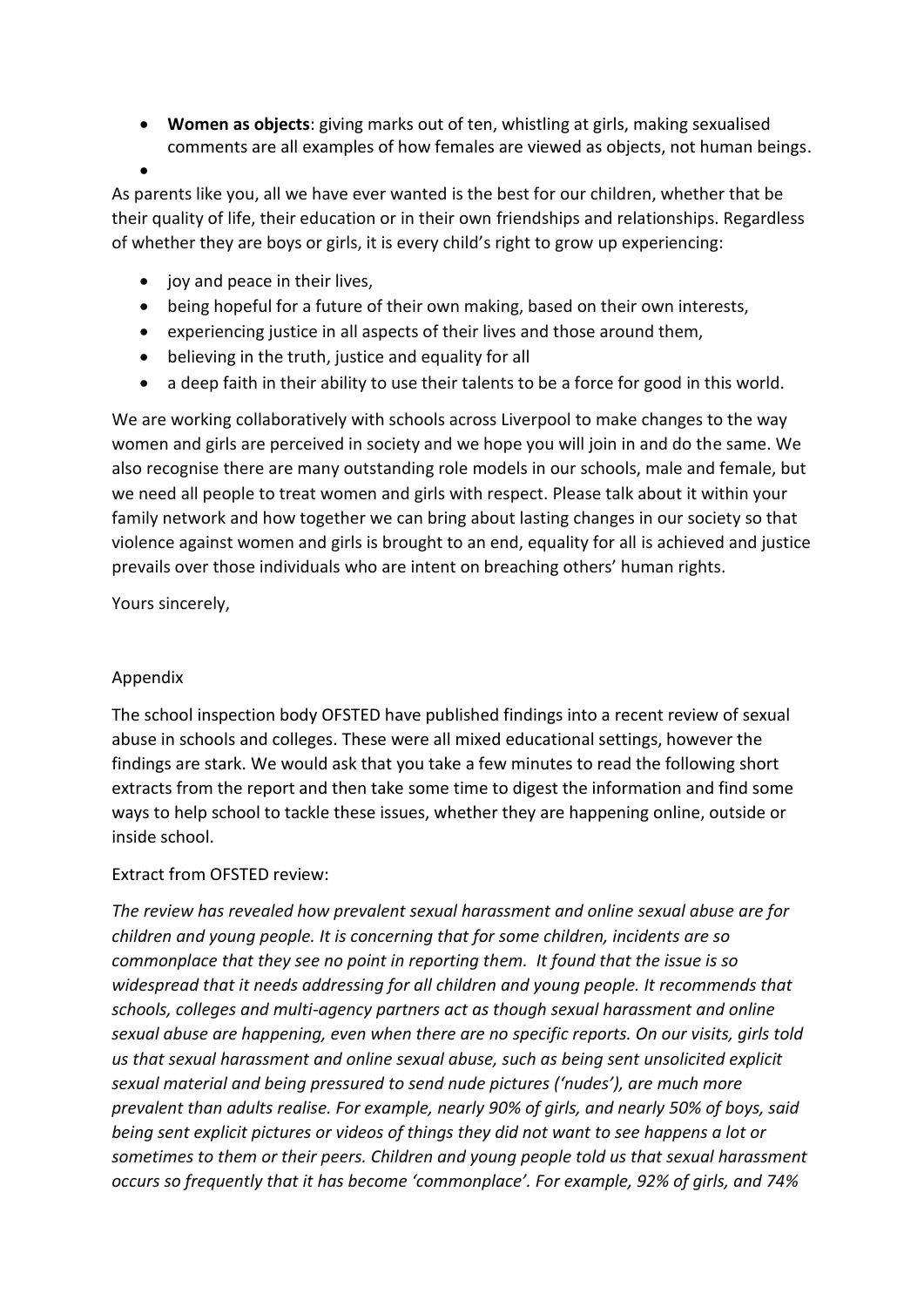- **Women as objects**: giving marks out of ten, whistling at girls, making sexualised comments are all examples of how females are viewed as objects, not human beings.
-

As parents like you, all we have ever wanted is the best for our children, whether that be their quality of life, their education or in their own friendships and relationships. Regardless of whether they are boys or girls, it is every child's right to grow up experiencing:

- joy and peace in their lives,
- being hopeful for a future of their own making, based on their own interests,
- experiencing justice in all aspects of their lives and those around them,
- believing in the truth, justice and equality for all
- a deep faith in their ability to use their talents to be a force for good in this world.

We are working collaboratively with schools across Liverpool to make changes to the way women and girls are perceived in society and we hope you will join in and do the same. We also recognise there are many outstanding role models in our schools, male and female, but we need all people to treat women and girls with respect. Please talk about it within your family network and how together we can bring about lasting changes in our society so that violence against women and girls is brought to an end, equality for all is achieved and justice prevails over those individuals who are intent on breaching others' human rights.

Yours sincerely,

Appendix

The school inspection body OFSTED have published findings into a recent review of sexual abuse in schools and colleges. These were all mixed educational settings, however the findings are stark. We would ask that you take a few minutes to read the following short extracts from the report and then take some time to digest the information and find some ways to help school to tackle these issues, whether they are happening online, outside or inside school.

Extract from OFSTED review:

*The review has revealed how prevalent sexual harassment and online sexual abuse are for children and young people. It is concerning that for some children, incidents are so commonplace that they see no point in reporting them. It found that the issue is so widespread that it needs addressing for all children and young people. It recommends that schools, colleges and multi-agency partners act as though sexual harassment and online sexual abuse are happening, even when there are no specific reports. On our visits, girls told us that sexual harassment and online sexual abuse, such as being sent unsolicited explicit sexual material and being pressured to send nude pictures ('nudes'), are much more prevalent than adults realise. For example, nearly 90% of girls, and nearly 50% of boys, said being sent explicit pictures or videos of things they did not want to see happens a lot or sometimes to them or their peers. Children and young people told us that sexual harassment occurs so frequently that it has become 'commonplace'. For example, 92% of girls, and 74%*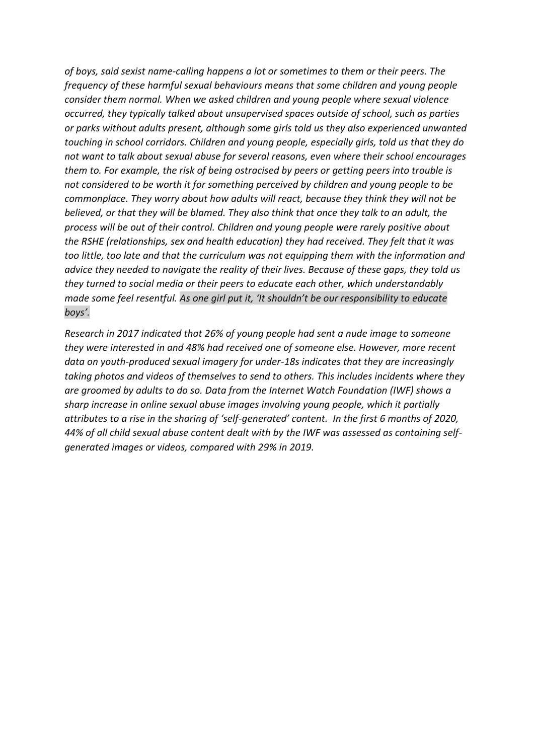*of boys, said sexist name-calling happens a lot or sometimes to them or their peers. The frequency of these harmful sexual behaviours means that some children and young people consider them normal. When we asked children and young people where sexual violence occurred, they typically talked about unsupervised spaces outside of school, such as parties or parks without adults present, although some girls told us they also experienced unwanted touching in school corridors. Children and young people, especially girls, told us that they do not want to talk about sexual abuse for several reasons, even where their school encourages them to. For example, the risk of being ostracised by peers or getting peers into trouble is not considered to be worth it for something perceived by children and young people to be commonplace. They worry about how adults will react, because they think they will not be believed, or that they will be blamed. They also think that once they talk to an adult, the process will be out of their control. Children and young people were rarely positive about the RSHE (relationships, sex and health education) they had received. They felt that it was too little, too late and that the curriculum was not equipping them with the information and advice they needed to navigate the reality of their lives. Because of these gaps, they told us they turned to social media or their peers to educate each other, which understandably made some feel resentful. As one girl put it, 'It shouldn't be our responsibility to educate boys'.*

*Research in 2017 indicated that 26% of young people had sent a nude image to someone they were interested in and 48% had received one of someone else. However, more recent data on youth-produced sexual imagery for under-18s indicates that they are increasingly taking photos and videos of themselves to send to others. This includes incidents where they are groomed by adults to do so. Data from the Internet Watch Foundation (IWF) shows a sharp increase in online sexual abuse images involving young people, which it partially attributes to a rise in the sharing of 'self-generated' content. In the first 6 months of 2020, 44% of all child sexual abuse content dealt with by the IWF was assessed as containing self-generated images or videos, compared with 29% in 2019.*